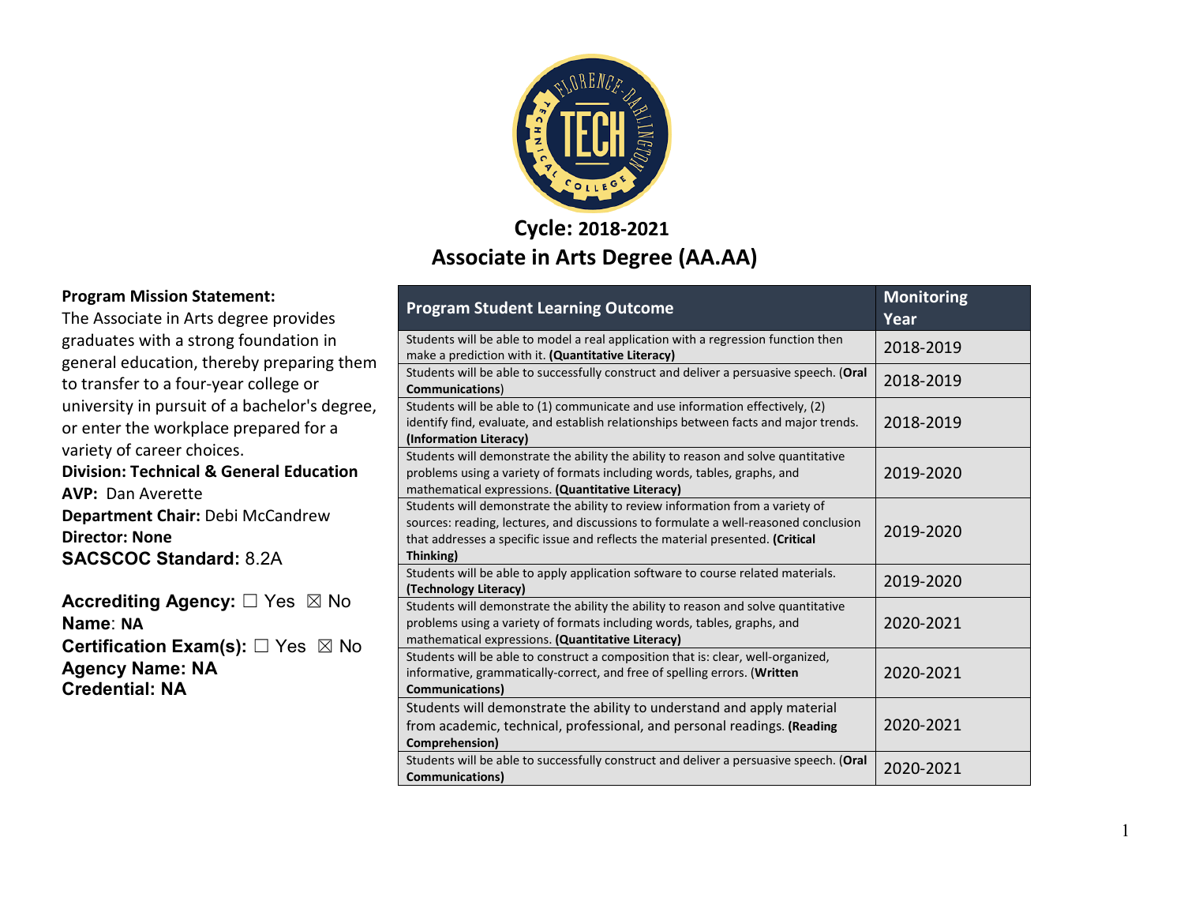# Cycle: 2018-2021

# Associate in Arts Degree (AA.AA)

**Program Mission Statement:**
The Associate in Arts degree provides graduates with a strong foundation in general education, thereby preparing them to transfer to a four-year college or university in pursuit of a bachelor's degree, or enter the workplace prepared for a variety of career choices.

**Division: Technical & General Education**
**AVP:** Dan Averette
**Department Chair:** Debi McCandrew
**Director: None**
**SACSCOC Standard:** 8.2A

**Accrediting Agency:** ☐ Yes ☒ No
**Name**: **NA**
**Certification Exam(s):** ☐ Yes ☒ No
**Agency Name: NA**
**Credential: NA**

| Program Student Learning Outcome | Monitoring Year |
|---|---|
| Students will be able to model a real application with a regression function then make a prediction with it. **(Quantitative Literacy)** | 2018-2019 |
| Students will be able to successfully construct and deliver a persuasive speech. (**Oral Communications**) | 2018-2019 |
| Students will be able to (1) communicate and use information effectively, (2) identify find, evaluate, and establish relationships between facts and major trends. **(Information Literacy)** | 2018-2019 |
| Students will demonstrate the ability the ability to reason and solve quantitative problems using a variety of formats including words, tables, graphs, and mathematical expressions. **(Quantitative Literacy)** | 2019-2020 |
| Students will demonstrate the ability to review information from a variety of sources: reading, lectures, and discussions to formulate a well-reasoned conclusion that addresses a specific issue and reflects the material presented. **(Critical Thinking)** | 2019-2020 |
| Students will be able to apply application software to course related materials. **(Technology Literacy)** | 2019-2020 |
| Students will demonstrate the ability the ability to reason and solve quantitative problems using a variety of formats including words, tables, graphs, and mathematical expressions. **(Quantitative Literacy)** | 2020-2021 |
| Students will be able to construct a composition that is: clear, well-organized, informative, grammatically-correct, and free of spelling errors. (**Written Communications)** | 2020-2021 |
| Students will demonstrate the ability to understand and apply material from academic, technical, professional, and personal readings. **(Reading Comprehension)** | 2020-2021 |
| Students will be able to successfully construct and deliver a persuasive speech. (**Oral Communications)** | 2020-2021 |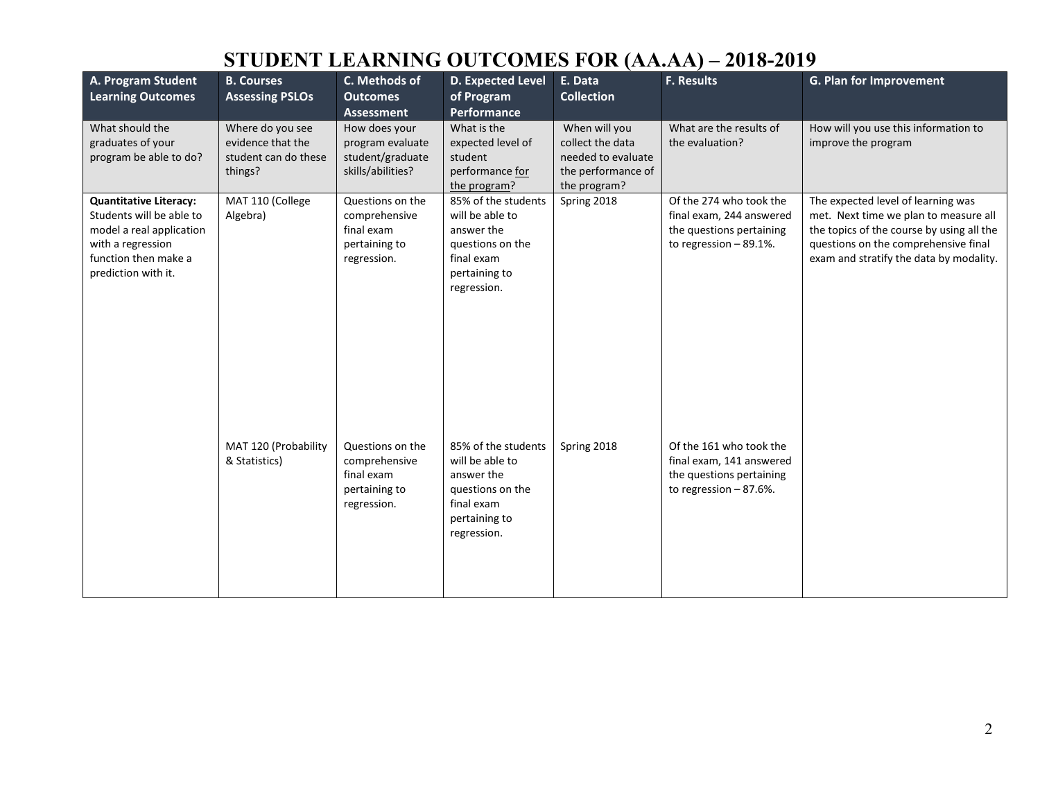# STUDENT LEARNING OUTCOMES FOR (AA.AA) – 2018-2019

| A. Program Student Learning Outcomes | B. Courses Assessing PSLOs | C. Methods of Outcomes Assessment | D. Expected Level of Program Performance | E. Data Collection | F. Results | G. Plan for Improvement |
|---|---|---|---|---|---|---|
| What should the graduates of your program be able to do? | Where do you see evidence that the student can do these things? | How does your program evaluate student/graduate skills/abilities? | What is the expected level of student performance for the program? | When will you collect the data needed to evaluate the performance of the program? | What are the results of the evaluation? | How will you use this information to improve the program |
| **Quantitative Literacy:** Students will be able to model a real application with a regression function then make a prediction with it. | MAT 110 (College Algebra) | Questions on the comprehensive final exam pertaining to regression. | 85% of the students will be able to answer the questions on the final exam pertaining to regression. | Spring 2018 | Of the 274 who took the final exam, 244 answered the questions pertaining to regression – 89.1%. | The expected level of learning was met. Next time we plan to measure all the topics of the course by using all the questions on the comprehensive final exam and stratify the data by modality. |
| | MAT 120 (Probability & Statistics) | Questions on the comprehensive final exam pertaining to regression. | 85% of the students will be able to answer the questions on the final exam pertaining to regression. | Spring 2018 | Of the 161 who took the final exam, 141 answered the questions pertaining to regression – 87.6%. | |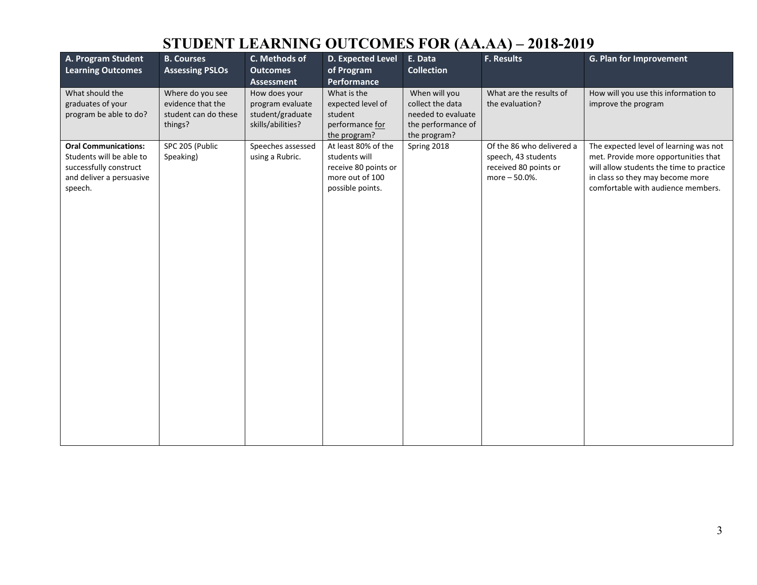# STUDENT LEARNING OUTCOMES FOR (AA.AA) – 2018-2019

| A. Program Student Learning Outcomes | B. Courses Assessing PSLOs | C. Methods of Outcomes Assessment | D. Expected Level of Program Performance | E. Data Collection | F. Results | G. Plan for Improvement |
|---|---|---|---|---|---|---|
| What should the graduates of your program be able to do? | Where do you see evidence that the student can do these things? | How does your program evaluate student/graduate skills/abilities? | What is the expected level of student performance for the program? | When will you collect the data needed to evaluate the performance of the program? | What are the results of the evaluation? | How will you use this information to improve the program |
| **Oral Communications:** Students will be able to successfully construct and deliver a persuasive speech. | SPC 205 (Public Speaking) | Speeches assessed using a Rubric. | At least 80% of the students will receive 80 points or more out of 100 possible points. | Spring 2018 | Of the 86 who delivered a speech, 43 students received 80 points or more – 50.0%. | The expected level of learning was not met. Provide more opportunities that will allow students the time to practice in class so they may become more comfortable with audience members. |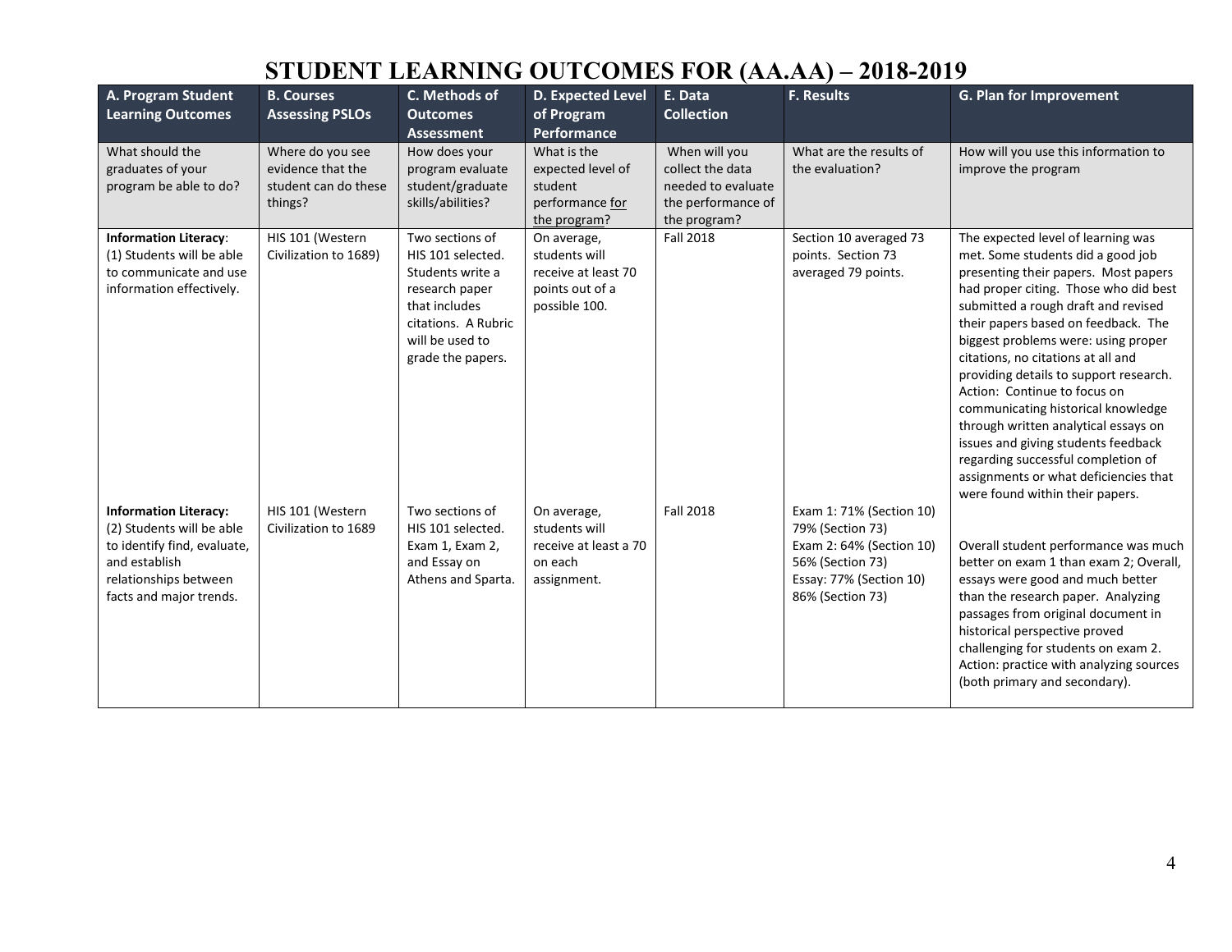# STUDENT LEARNING OUTCOMES FOR (AA.AA) – 2018-2019

| A. Program Student Learning Outcomes | B. Courses Assessing PSLOs | C. Methods of Outcomes Assessment | D. Expected Level of Program Performance | E. Data Collection | F. Results | G. Plan for Improvement |
|---|---|---|---|---|---|---|
| What should the graduates of your program be able to do? | Where do you see evidence that the student can do these things? | How does your program evaluate student/graduate skills/abilities? | What is the expected level of student performance for the program? | When will you collect the data needed to evaluate the performance of the program? | What are the results of the evaluation? | How will you use this information to improve the program |
| **Information Literacy**: (1) Students will be able to communicate and use information effectively. | HIS 101 (Western Civilization to 1689) | Two sections of HIS 101 selected. Students write a research paper that includes citations. A Rubric will be used to grade the papers. | On average, students will receive at least 70 points out of a possible 100. | Fall 2018 | Section 10 averaged 73 points. Section 73 averaged 79 points. | The expected level of learning was met. Some students did a good job presenting their papers. Most papers had proper citing. Those who did best submitted a rough draft and revised their papers based on feedback. The biggest problems were: using proper citations, no citations at all and providing details to support research. Action: Continue to focus on communicating historical knowledge through written analytical essays on issues and giving students feedback regarding successful completion of assignments or what deficiencies that were found within their papers. |
| **Information Literacy:** (2) Students will be able to identify, find, evaluate, and establish relationships between facts and major trends. | HIS 101 (Western Civilization to 1689 | Two sections of HIS 101 selected. Exam 1, Exam 2, and Essay on Athens and Sparta. | On average, students will receive at least a 70 on each assignment. | Fall 2018 | Exam 1: 71% (Section 10) 79% (Section 73) Exam 2: 64% (Section 10) 56% (Section 73) Essay: 77% (Section 10) 86% (Section 73) | Overall student performance was much better on exam 1 than exam 2; Overall, essays were good and much better than the research paper. Analyzing passages from original document in historical perspective proved challenging for students on exam 2. Action: practice with analyzing sources (both primary and secondary). |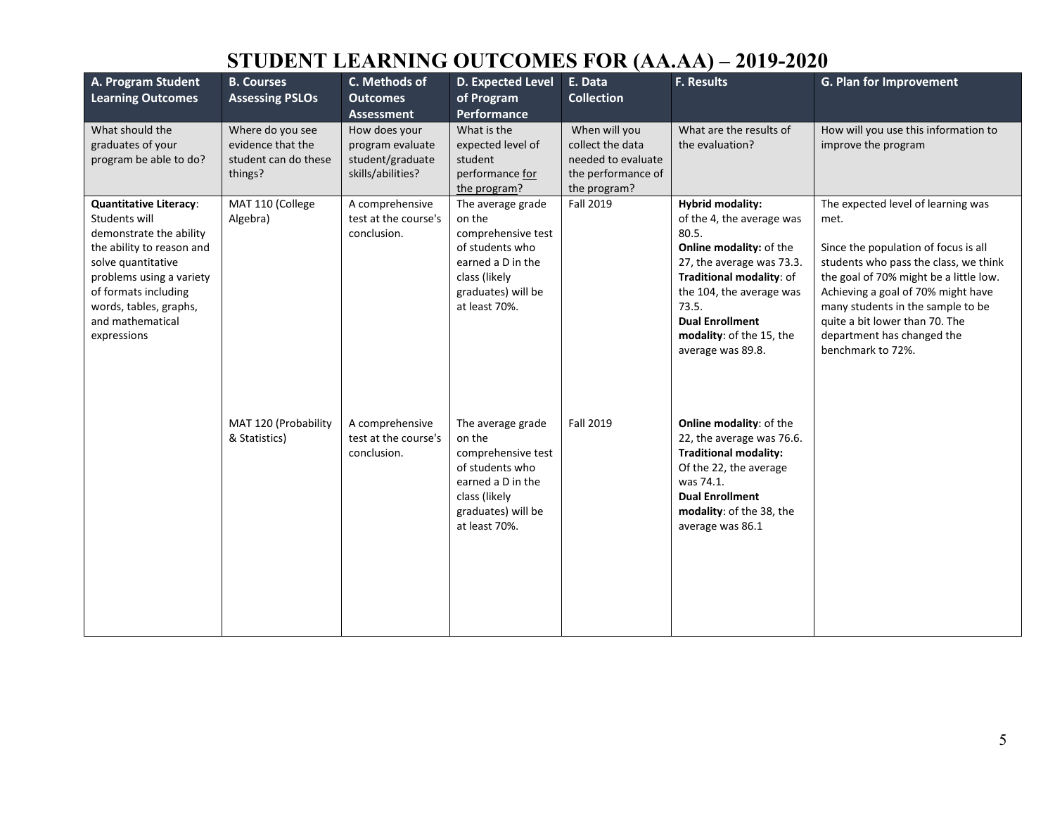# STUDENT LEARNING OUTCOMES FOR (AA.AA) – 2019-2020

| A. Program Student Learning Outcomes | B. Courses Assessing PSLOs | C. Methods of Outcomes Assessment | D. Expected Level of Program Performance | E. Data Collection | F. Results | G. Plan for Improvement |
|---|---|---|---|---|---|---|
| What should the graduates of your program be able to do? | Where do you see evidence that the student can do these things? | How does your program evaluate student/graduate skills/abilities? | What is the expected level of student performance for the program? | When will you collect the data needed to evaluate the performance of the program? | What are the results of the evaluation? | How will you use this information to improve the program |
| **Quantitative Literacy**: Students will demonstrate the ability the ability to reason and solve quantitative problems using a variety of formats including words, tables, graphs, and mathematical expressions | MAT 110 (College Algebra) | A comprehensive test at the course's conclusion. | The average grade on the comprehensive test of students who earned a D in the class (likely graduates) will be at least 70%. | Fall 2019 | **Hybrid modality:** of the 4, the average was 80.5. **Online modality:** of the 27, the average was 73.3. **Traditional modality**: of the 104, the average was 73.5. **Dual Enrollment modality**: of the 15, the average was 89.8. | The expected level of learning was met. Since the population of focus is all students who pass the class, we think the goal of 70% might be a little low. Achieving a goal of 70% might have many students in the sample to be quite a bit lower than 70. The department has changed the benchmark to 72%. |
| | MAT 120 (Probability & Statistics) | A comprehensive test at the course's conclusion. | The average grade on the comprehensive test of students who earned a D in the class (likely graduates) will be at least 70%. | Fall 2019 | **Online modality**: of the 22, the average was 76.6. **Traditional modality:** Of the 22, the average was 74.1. **Dual Enrollment modality**: of the 38, the average was 86.1 | |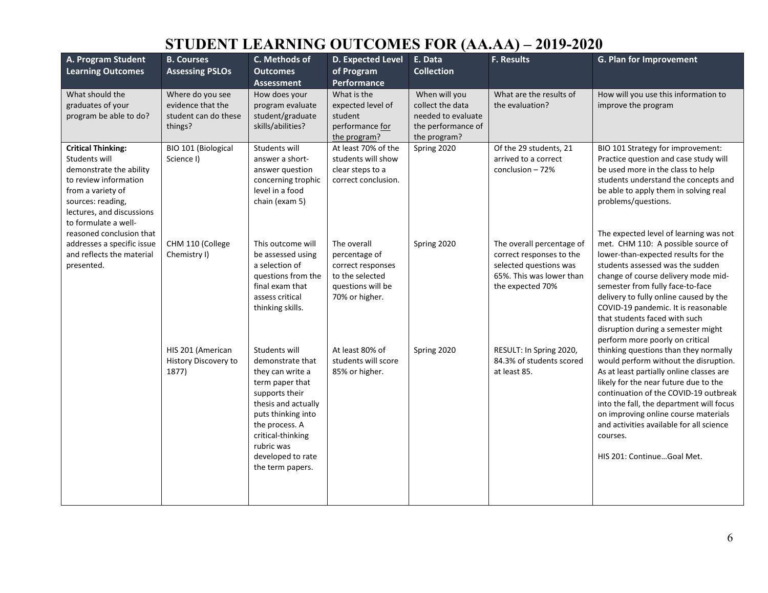# STUDENT LEARNING OUTCOMES FOR (AA.AA) – 2019-2020

| A. Program Student Learning Outcomes | B. Courses Assessing PSLOs | C. Methods of Outcomes Assessment | D. Expected Level of Program Performance | E. Data Collection | F. Results | G. Plan for Improvement |
|---|---|---|---|---|---|---|
| What should the graduates of your program be able to do? | Where do you see evidence that the student can do these things? | How does your program evaluate student/graduate skills/abilities? | What is the expected level of student performance for the program? | When will you collect the data needed to evaluate the performance of the program? | What are the results of the evaluation? | How will you use this information to improve the program |
| **Critical Thinking:** Students will demonstrate the ability to review information from a variety of sources: reading, lectures, and discussions to formulate a well-reasoned conclusion that addresses a specific issue and reflects the material presented. | BIO 101 (Biological Science I) | Students will answer a short-answer question concerning trophic level in a food chain (exam 5) | At least 70% of the students will show clear steps to a correct conclusion. | Spring 2020 | Of the 29 students, 21 arrived to a correct conclusion – 72% | BIO 101 Strategy for improvement: Practice question and case study will be used more in the class to help students understand the concepts and be able to apply them in solving real problems/questions. |
| | CHM 110 (College Chemistry I) | This outcome will be assessed using a selection of questions from the final exam that assess critical thinking skills. | The overall percentage of correct responses to the selected questions will be 70% or higher. | Spring 2020 | The overall percentage of correct responses to the selected questions was 65%. This was lower than the expected 70% | The expected level of learning was not met. CHM 110: A possible source of lower-than-expected results for the students assessed was the sudden change of course delivery mode mid-semester from fully face-to-face delivery to fully online caused by the COVID-19 pandemic. It is reasonable that students faced with such disruption during a semester might perform more poorly on critical thinking questions than they normally would perform without the disruption. As at least partially online classes are likely for the near future due to the continuation of the COVID-19 outbreak into the fall, the department will focus on improving online course materials and activities available for all science courses. |
| | HIS 201 (American History Discovery to 1877) | Students will demonstrate that they can write a term paper that supports their thesis and actually puts thinking into the process. A critical-thinking rubric was developed to rate the term papers. | At least 80% of students will score 85% or higher. | Spring 2020 | RESULT: In Spring 2020, 84.3% of students scored at least 85. | HIS 201: Continue…Goal Met. |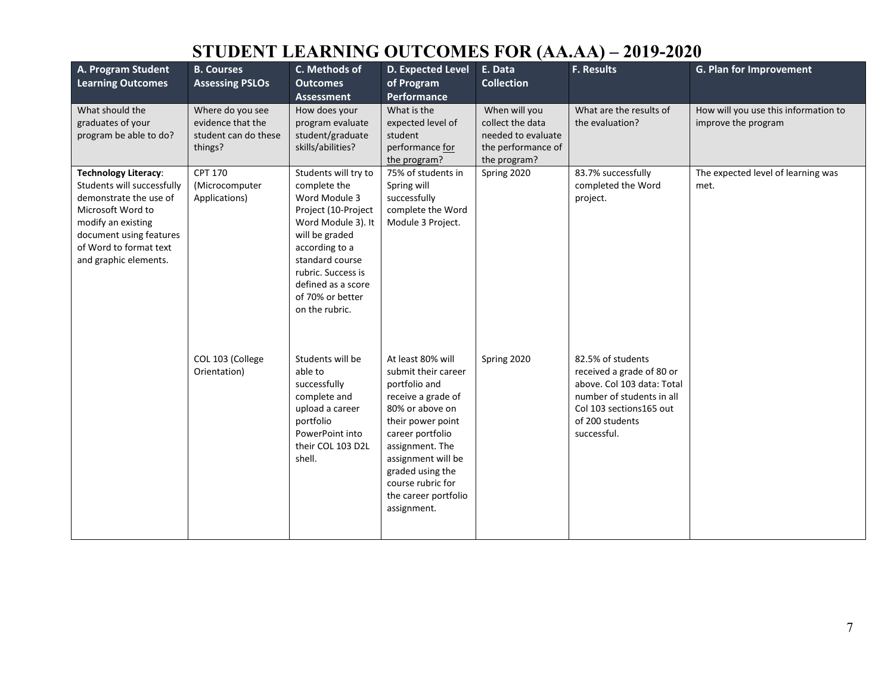# STUDENT LEARNING OUTCOMES FOR (AA.AA) – 2019-2020

| A. Program Student Learning Outcomes | B. Courses Assessing PSLOs | C. Methods of Outcomes Assessment | D. Expected Level of Program Performance | E. Data Collection | F. Results | G. Plan for Improvement |
|---|---|---|---|---|---|---|
| What should the graduates of your program be able to do? | Where do you see evidence that the student can do these things? | How does your program evaluate student/graduate skills/abilities? | What is the expected level of student performance for the program? | When will you collect the data needed to evaluate the performance of the program? | What are the results of the evaluation? | How will you use this information to improve the program |
| **Technology Literacy**: Students will successfully demonstrate the use of Microsoft Word to modify an existing document using features of Word to format text and graphic elements. | CPT 170 (Microcomputer Applications) | Students will try to complete the Word Module 3 Project (10-Project Word Module 3). It will be graded according to a standard course rubric. Success is defined as a score of 70% or better on the rubric. | 75% of students in Spring will successfully complete the Word Module 3 Project. | Spring 2020 | 83.7% successfully completed the Word project. | The expected level of learning was met. |
| | COL 103 (College Orientation) | Students will be able to successfully complete and upload a career portfolio PowerPoint into their COL 103 D2L shell. | At least 80% will submit their career portfolio and receive a grade of 80% or above on their power point career portfolio assignment. The assignment will be graded using the course rubric for the career portfolio assignment. | Spring 2020 | 82.5% of students received a grade of 80 or above. Col 103 data: Total number of students in all Col 103 sections165 out of 200 students successful. | |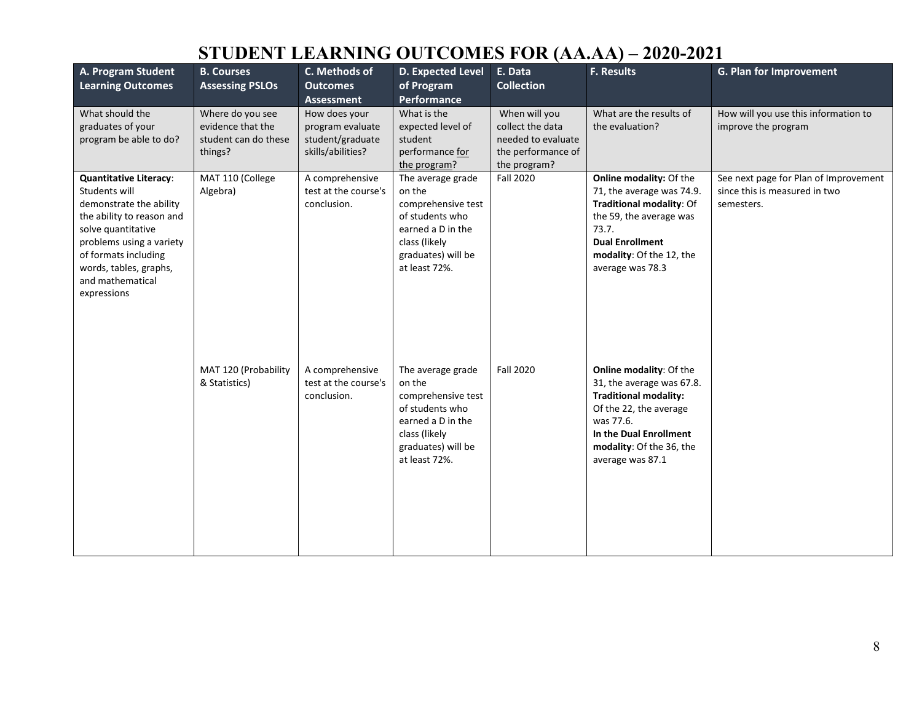# STUDENT LEARNING OUTCOMES FOR (AA.AA) – 2020-2021

| A. Program Student Learning Outcomes | B. Courses Assessing PSLOs | C. Methods of Outcomes Assessment | D. Expected Level of Program Performance | E. Data Collection | F. Results | G. Plan for Improvement |
|---|---|---|---|---|---|---|
| What should the graduates of your program be able to do? | Where do you see evidence that the student can do these things? | How does your program evaluate student/graduate skills/abilities? | What is the expected level of student performance for the program? | When will you collect the data needed to evaluate the performance of the program? | What are the results of the evaluation? | How will you use this information to improve the program |
| **Quantitative Literacy**: Students will demonstrate the ability the ability to reason and solve quantitative problems using a variety of formats including words, tables, graphs, and mathematical expressions | MAT 110 (College Algebra) | A comprehensive test at the course's conclusion. | The average grade on the comprehensive test of students who earned a D in the class (likely graduates) will be at least 72%. | Fall 2020 | **Online modality:** Of the 71, the average was 74.9. **Traditional modality**: Of the 59, the average was 73.7. **Dual Enrollment modality**: Of the 12, the average was 78.3 | See next page for Plan of Improvement since this is measured in two semesters. |
| | MAT 120 (Probability & Statistics) | A comprehensive test at the course's conclusion. | The average grade on the comprehensive test of students who earned a D in the class (likely graduates) will be at least 72%. | Fall 2020 | **Online modality**: Of the 31, the average was 67.8. **Traditional modality:** Of the 22, the average was 77.6. **In the Dual Enrollment modality**: Of the 36, the average was 87.1 | |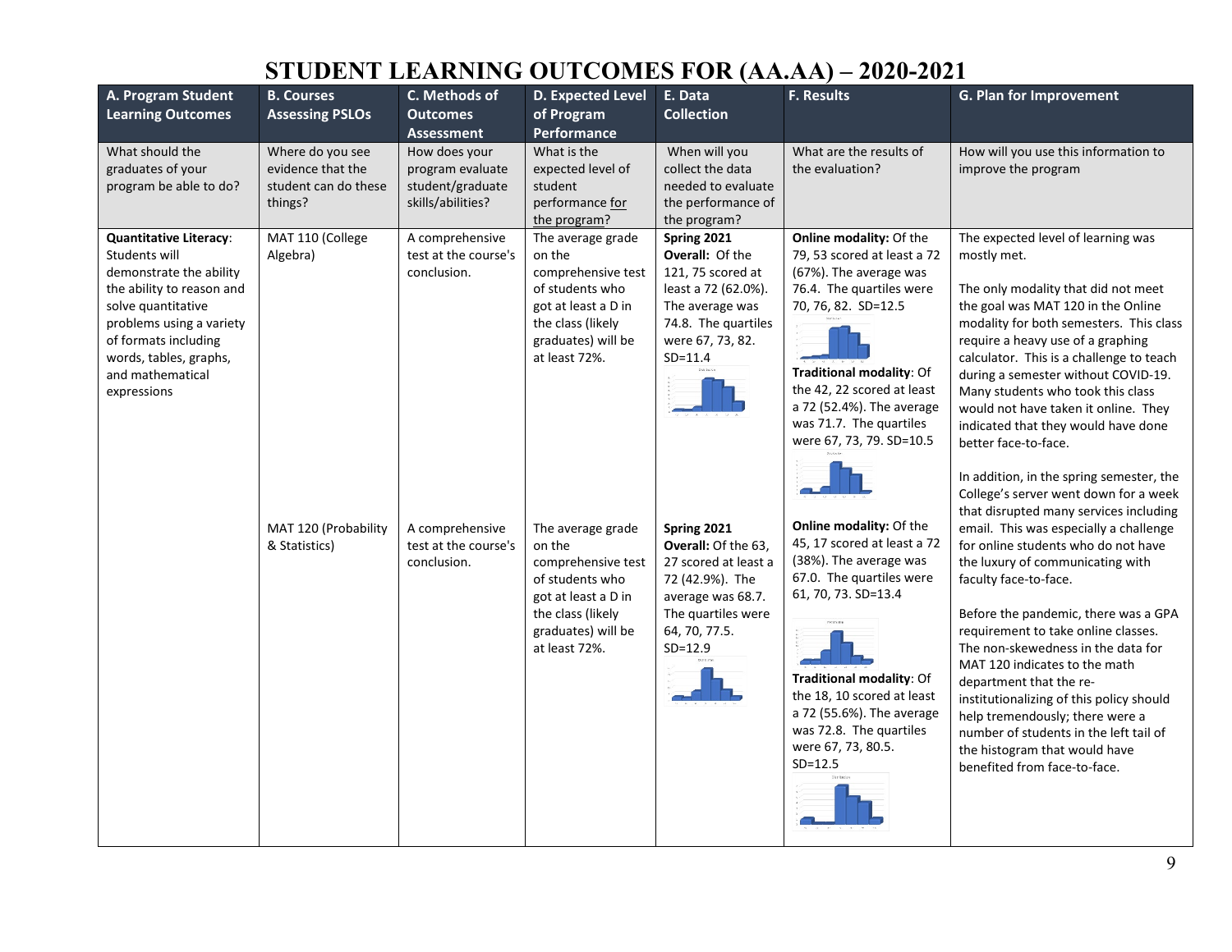# STUDENT LEARNING OUTCOMES FOR (AA.AA) – 2020-2021

| A. Program Student Learning Outcomes | B. Courses Assessing PSLOs | C. Methods of Outcomes Assessment | D. Expected Level of Program Performance | E. Data Collection | F. Results | G. Plan for Improvement |
|---|---|---|---|---|---|---|
| What should the graduates of your program be able to do? | Where do you see evidence that the student can do these things? | How does your program evaluate student/graduate skills/abilities? | What is the expected level of student performance for the program? | When will you collect the data needed to evaluate the performance of the program? | What are the results of the evaluation? | How will you use this information to improve the program |
| **Quantitative Literacy**: Students will demonstrate the ability the ability to reason and solve quantitative problems using a variety of formats including words, tables, graphs, and mathematical expressions | MAT 110 (College Algebra) | A comprehensive test at the course's conclusion. | The average grade on the comprehensive test of students who got at least a D in the class (likely graduates) will be at least 72%. | **Spring 2021** **Overall:** Of the 121, 75 scored at least a 72 (62.0%). The average was 74.8. The quartiles were 67, 73, 82. SD=11.4 | **Online modality:** Of the 79, 53 scored at least a 72 (67%). The average was 76.4. The quartiles were 70, 76, 82. SD=12.5 **Traditional modality**: Of the 42, 22 scored at least a 72 (52.4%). The average was 71.7. The quartiles were 67, 73, 79. SD=10.5 | The expected level of learning was mostly met. The only modality that did not meet the goal was MAT 120 in the Online modality for both semesters. This class require a heavy use of a graphing calculator. This is a challenge to teach during a semester without COVID-19. Many students who took this class would not have taken it online. They indicated that they would have done better face-to-face. In addition, in the spring semester, the College's server went down for a week that disrupted many services including email. This was especially a challenge for online students who do not have the luxury of communicating with faculty face-to-face. Before the pandemic, there was a GPA requirement to take online classes. The non-skewedness in the data for MAT 120 indicates to the math department that the re-institutionalizing of this policy should help tremendously; there were a number of students in the left tail of the histogram that would have benefited from face-to-face. |
| | MAT 120 (Probability & Statistics) | A comprehensive test at the course's conclusion. | The average grade on the comprehensive test of students who got at least a D in the class (likely graduates) will be at least 72%. | **Spring 2021** **Overall:** Of the 63, 27 scored at least a 72 (42.9%). The average was 68.7. The quartiles were 64, 70, 77.5. SD=12.9 | **Online modality:** Of the 45, 17 scored at least a 72 (38%). The average was 67.0. The quartiles were 61, 70, 73. SD=13.4 **Traditional modality**: Of the 18, 10 scored at least a 72 (55.6%). The average was 72.8. The quartiles were 67, 73, 80.5. SD=12.5 | |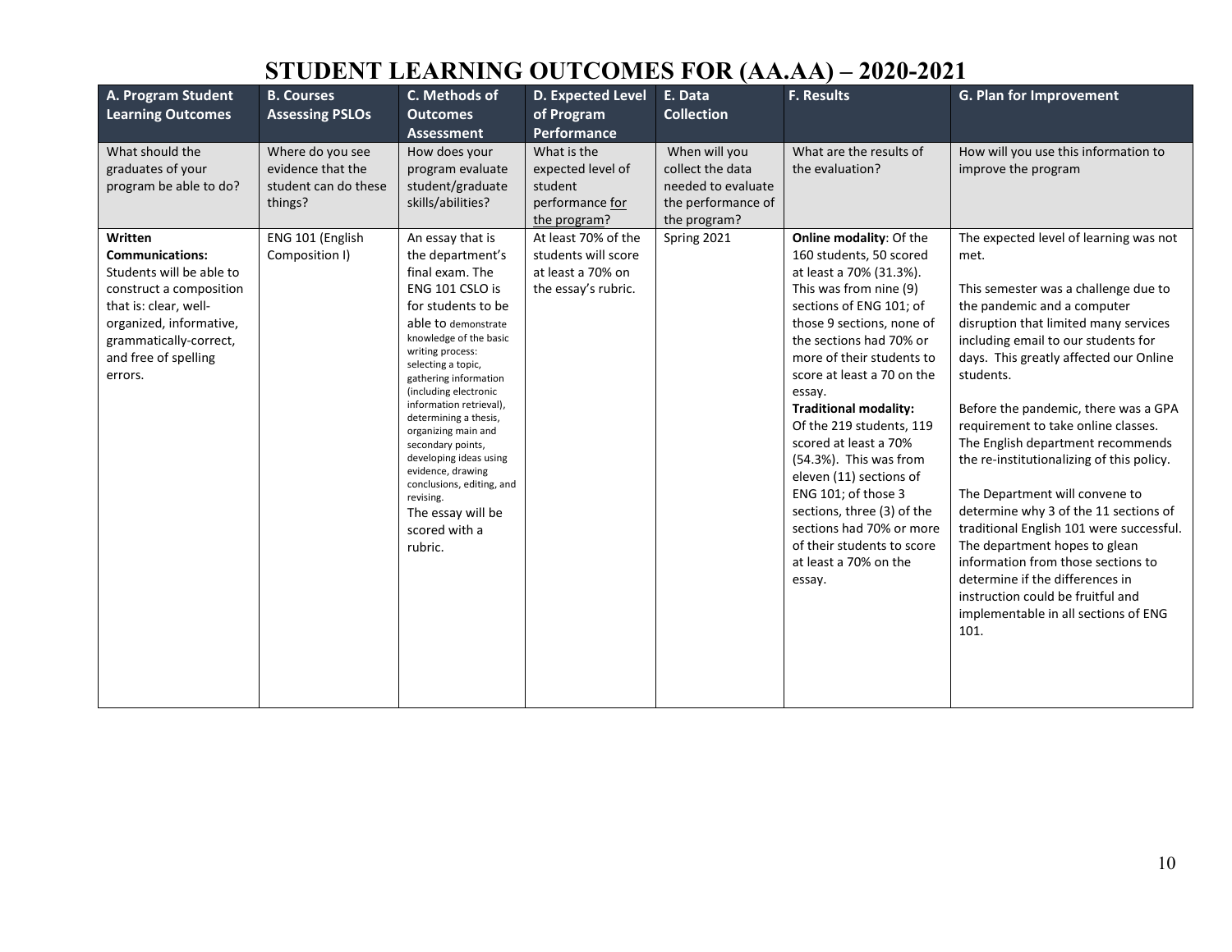# STUDENT LEARNING OUTCOMES FOR (AA.AA) – 2020-2021

| A. Program Student Learning Outcomes | B. Courses Assessing PSLOs | C. Methods of Outcomes Assessment | D. Expected Level of Program Performance | E. Data Collection | F. Results | G. Plan for Improvement |
|---|---|---|---|---|---|---|
| What should the graduates of your program be able to do? | Where do you see evidence that the student can do these things? | How does your program evaluate student/graduate skills/abilities? | What is the expected level of student performance for the program? | When will you collect the data needed to evaluate the performance of the program? | What are the results of the evaluation? | How will you use this information to improve the program |
| **Written Communications:** Students will be able to construct a composition that is: clear, well-organized, informative, grammatically-correct, and free of spelling errors. | ENG 101 (English Composition I) | An essay that is the department's final exam. The ENG 101 CSLO is for students to be able to demonstrate knowledge of the basic writing process: selecting a topic, gathering information (including electronic information retrieval), determining a thesis, organizing main and secondary points, developing ideas using evidence, drawing conclusions, editing, and revising. The essay will be scored with a rubric. | At least 70% of the students will score at least a 70% on the essay's rubric. | Spring 2021 | **Online modality**: Of the 160 students, 50 scored at least a 70% (31.3%). This was from nine (9) sections of ENG 101; of those 9 sections, none of the sections had 70% or more of their students to score at least a 70 on the essay.<br>**Traditional modality:** Of the 219 students, 119 scored at least a 70% (54.3%). This was from eleven (11) sections of ENG 101; of those 3 sections, three (3) of the sections had 70% or more of their students to score at least a 70% on the essay. | The expected level of learning was not met.<br><br>This semester was a challenge due to the pandemic and a computer disruption that limited many services including email to our students for days. This greatly affected our Online students.<br><br>Before the pandemic, there was a GPA requirement to take online classes. The English department recommends the re-institutionalizing of this policy.<br><br>The Department will convene to determine why 3 of the 11 sections of traditional English 101 were successful. The department hopes to glean information from those sections to determine if the differences in instruction could be fruitful and implementable in all sections of ENG 101. |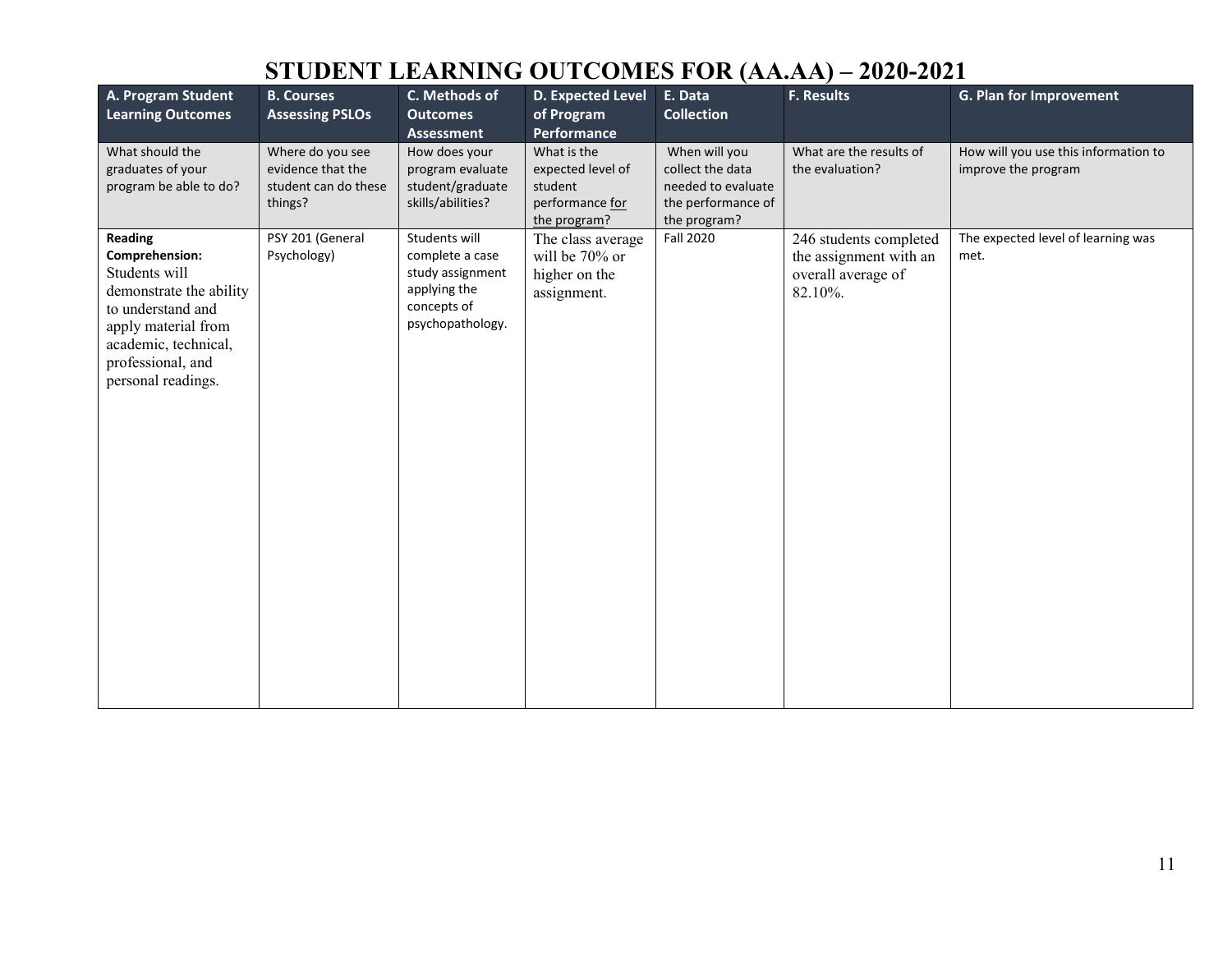# STUDENT LEARNING OUTCOMES FOR (AA.AA) – 2020-2021

| A. Program Student Learning Outcomes | B. Courses Assessing PSLOs | C. Methods of Outcomes Assessment | D. Expected Level of Program Performance | E. Data Collection | F. Results | G. Plan for Improvement |
|---|---|---|---|---|---|---|
| What should the graduates of your program be able to do? | Where do you see evidence that the student can do these things? | How does your program evaluate student/graduate skills/abilities? | What is the expected level of student performance for the program? | When will you collect the data needed to evaluate the performance of the program? | What are the results of the evaluation? | How will you use this information to improve the program |
| **Reading Comprehension:** Students will demonstrate the ability to understand and apply material from academic, technical, professional, and personal readings. | PSY 201 (General Psychology) | Students will complete a case study assignment applying the concepts of psychopathology. | The class average will be 70% or higher on the assignment. | Fall 2020 | 246 students completed the assignment with an overall average of 82.10%. | The expected level of learning was met. |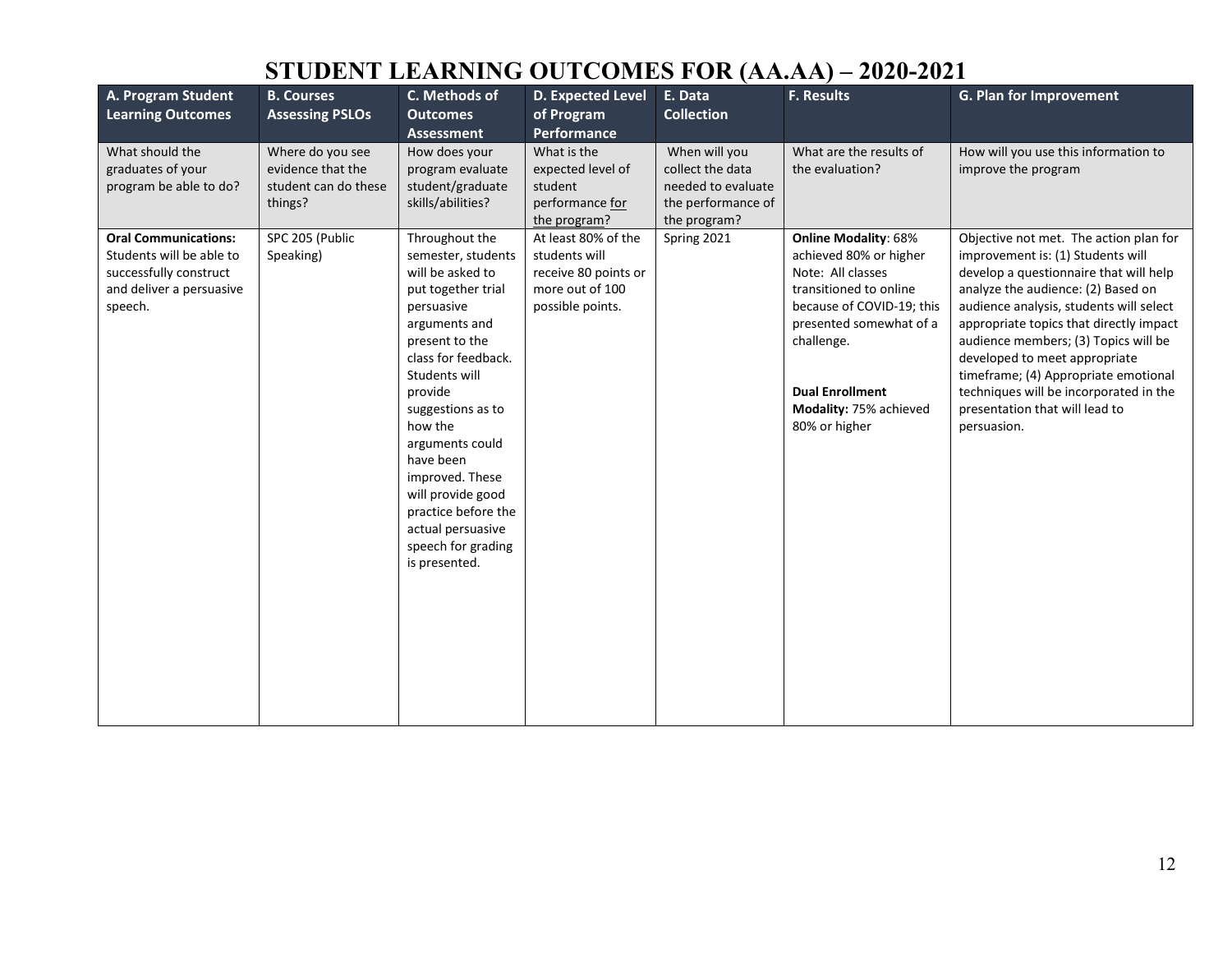# STUDENT LEARNING OUTCOMES FOR (AA.AA) – 2020-2021

| A. Program Student Learning Outcomes | B. Courses Assessing PSLOs | C. Methods of Outcomes Assessment | D. Expected Level of Program Performance | E. Data Collection | F. Results | G. Plan for Improvement |
|---|---|---|---|---|---|---|
| What should the graduates of your program be able to do? | Where do you see evidence that the student can do these things? | How does your program evaluate student/graduate skills/abilities? | What is the expected level of student performance for the program? | When will you collect the data needed to evaluate the performance of the program? | What are the results of the evaluation? | How will you use this information to improve the program |
| **Oral Communications:** Students will be able to successfully construct and deliver a persuasive speech. | SPC 205 (Public Speaking) | Throughout the semester, students will be asked to put together trial persuasive arguments and present to the class for feedback. Students will provide suggestions as to how the arguments could have been improved. These will provide good practice before the actual persuasive speech for grading is presented. | At least 80% of the students will receive 80 points or more out of 100 possible points. | Spring 2021 | **Online Modality**: 68% achieved 80% or higher Note: All classes transitioned to online because of COVID-19; this presented somewhat of a challenge.<br><br>**Dual Enrollment Modality:** 75% achieved 80% or higher | Objective not met. The action plan for improvement is: (1) Students will develop a questionnaire that will help analyze the audience: (2) Based on audience analysis, students will select appropriate topics that directly impact audience members; (3) Topics will be developed to meet appropriate timeframe; (4) Appropriate emotional techniques will be incorporated in the presentation that will lead to persuasion. |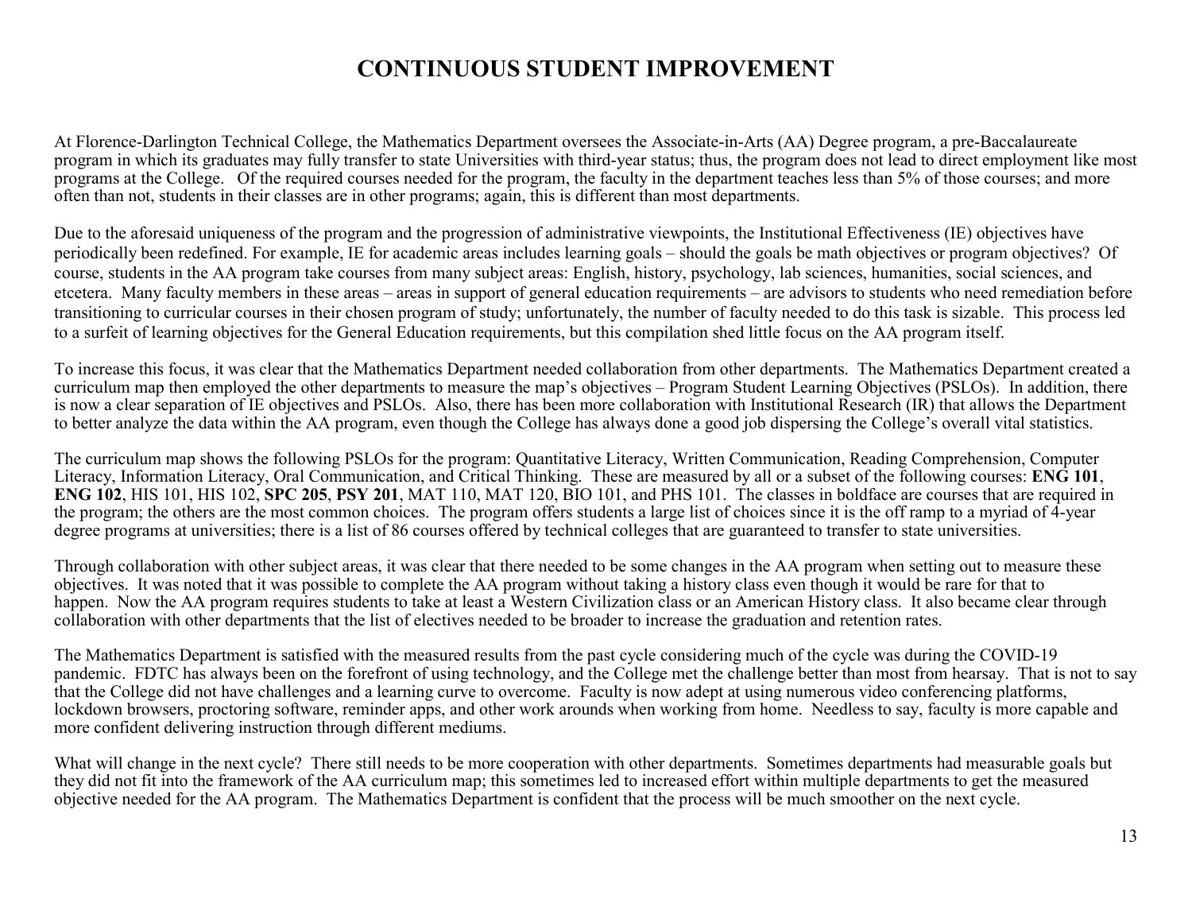# CONTINUOUS STUDENT IMPROVEMENT

At Florence-Darlington Technical College, the Mathematics Department oversees the Associate-in-Arts (AA) Degree program, a pre-Baccalaureate program in which its graduates may fully transfer to state Universities with third-year status; thus, the program does not lead to direct employment like most programs at the College. Of the required courses needed for the program, the faculty in the department teaches less than 5% of those courses; and more often than not, students in their classes are in other programs; again, this is different than most departments.

Due to the aforesaid uniqueness of the program and the progression of administrative viewpoints, the Institutional Effectiveness (IE) objectives have periodically been redefined. For example, IE for academic areas includes learning goals – should the goals be math objectives or program objectives? Of course, students in the AA program take courses from many subject areas: English, history, psychology, lab sciences, humanities, social sciences, and etcetera. Many faculty members in these areas – areas in support of general education requirements – are advisors to students who need remediation before transitioning to curricular courses in their chosen program of study; unfortunately, the number of faculty needed to do this task is sizable. This process led to a surfeit of learning objectives for the General Education requirements, but this compilation shed little focus on the AA program itself.

To increase this focus, it was clear that the Mathematics Department needed collaboration from other departments. The Mathematics Department created a curriculum map then employed the other departments to measure the map's objectives – Program Student Learning Objectives (PSLOs). In addition, there is now a clear separation of IE objectives and PSLOs. Also, there has been more collaboration with Institutional Research (IR) that allows the Department to better analyze the data within the AA program, even though the College has always done a good job dispersing the College's overall vital statistics.

The curriculum map shows the following PSLOs for the program: Quantitative Literacy, Written Communication, Reading Comprehension, Computer Literacy, Information Literacy, Oral Communication, and Critical Thinking. These are measured by all or a subset of the following courses: **ENG 101**, **ENG 102**, HIS 101, HIS 102, **SPC 205**, **PSY 201**, MAT 110, MAT 120, BIO 101, and PHS 101. The classes in boldface are courses that are required in the program; the others are the most common choices. The program offers students a large list of choices since it is the off ramp to a myriad of 4-year degree programs at universities; there is a list of 86 courses offered by technical colleges that are guaranteed to transfer to state universities.

Through collaboration with other subject areas, it was clear that there needed to be some changes in the AA program when setting out to measure these objectives. It was noted that it was possible to complete the AA program without taking a history class even though it would be rare for that to happen. Now the AA program requires students to take at least a Western Civilization class or an American History class. It also became clear through collaboration with other departments that the list of electives needed to be broader to increase the graduation and retention rates.

The Mathematics Department is satisfied with the measured results from the past cycle considering much of the cycle was during the COVID-19 pandemic. FDTC has always been on the forefront of using technology, and the College met the challenge better than most from hearsay. That is not to say that the College did not have challenges and a learning curve to overcome. Faculty is now adept at using numerous video conferencing platforms, lockdown browsers, proctoring software, reminder apps, and other work arounds when working from home. Needless to say, faculty is more capable and more confident delivering instruction through different mediums.

What will change in the next cycle? There still needs to be more cooperation with other departments. Sometimes departments had measurable goals but they did not fit into the framework of the AA curriculum map; this sometimes led to increased effort within multiple departments to get the measured objective needed for the AA program. The Mathematics Department is confident that the process will be much smoother on the next cycle.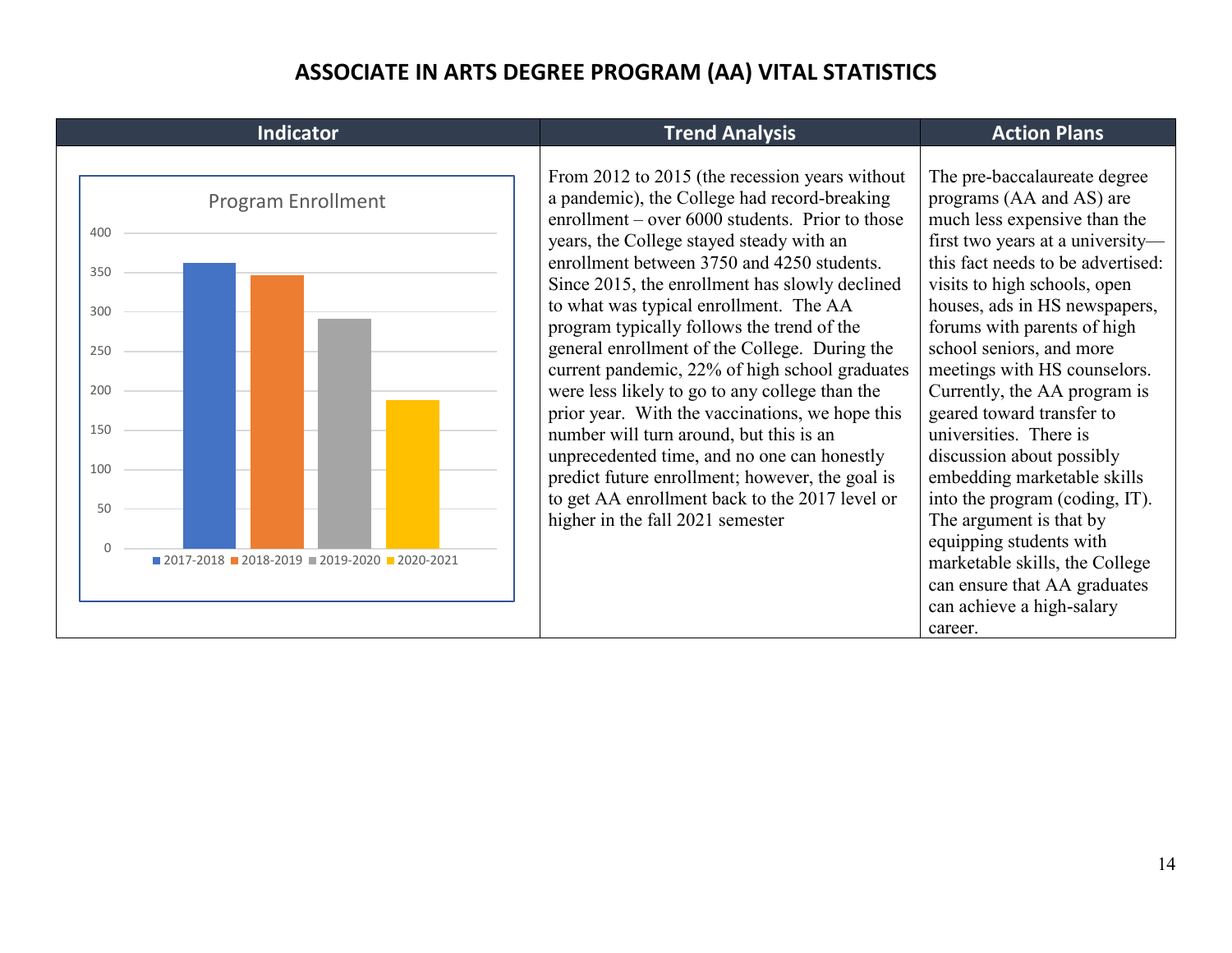# ASSOCIATE IN ARTS DEGREE PROGRAM (AA) VITAL STATISTICS

| Indicator | Trend Analysis | Action Plans |
|---|---|---|
| Program Enrollment<br>400<br>350<br>300<br>250<br>200<br>150<br>100<br>50<br>0<br>2017-2018 2018-2019 2019-2020 2020-2021 | From 2012 to 2015 (the recession years without a pandemic), the College had record-breaking enrollment – over 6000 students. Prior to those years, the College stayed steady with an enrollment between 3750 and 4250 students. Since 2015, the enrollment has slowly declined to what was typical enrollment. The AA program typically follows the trend of the general enrollment of the College. During the current pandemic, 22% of high school graduates were less likely to go to any college than the prior year. With the vaccinations, we hope this number will turn around, but this is an unprecedented time, and no one can honestly predict future enrollment; however, the goal is to get AA enrollment back to the 2017 level or higher in the fall 2021 semester | The pre-baccalaureate degree programs (AA and AS) are much less expensive than the first two years at a university—this fact needs to be advertised: visits to high schools, open houses, ads in HS newspapers, forums with parents of high school seniors, and more meetings with HS counselors. Currently, the AA program is geared toward transfer to universities. There is discussion about possibly embedding marketable skills into the program (coding, IT). The argument is that by equipping students with marketable skills, the College can ensure that AA graduates can achieve a high-salary career. |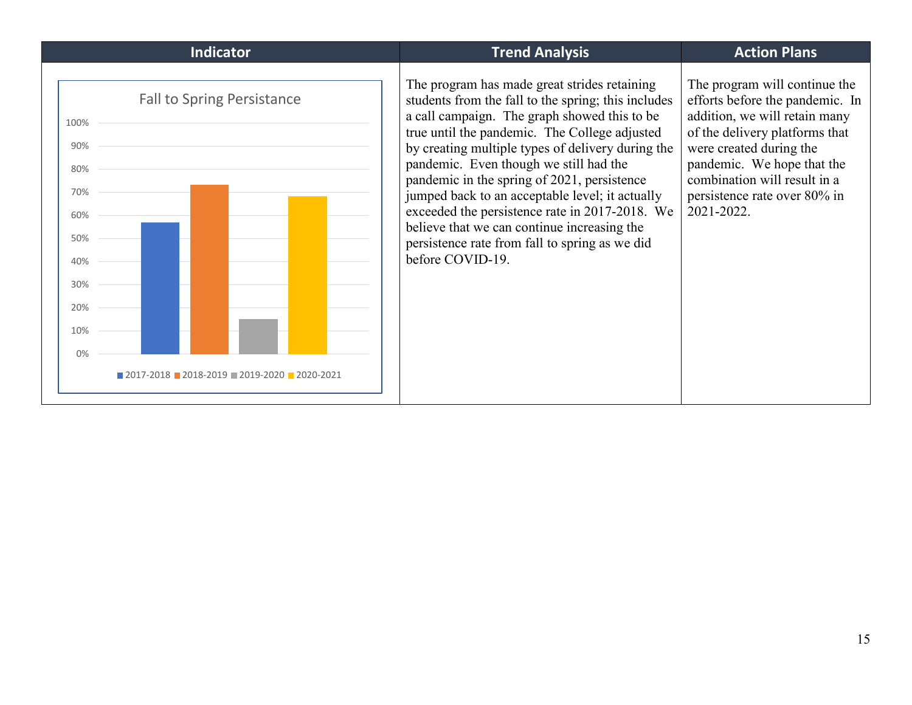| Indicator | Trend Analysis | Action Plans |
| --- | --- | --- |
| Fall to Spring Persistance<br>2017-2018, 2018-2019, 2019-2020, 2020-2021 | The program has made great strides retaining students from the fall to the spring; this includes a call campaign. The graph showed this to be true until the pandemic. The College adjusted by creating multiple types of delivery during the pandemic. Even though we still had the pandemic in the spring of 2021, persistence jumped back to an acceptable level; it actually exceeded the persistence rate in 2017-2018. We believe that we can continue increasing the persistence rate from fall to spring as we did before COVID-19. | The program will continue the efforts before the pandemic. In addition, we will retain many of the delivery platforms that were created during the pandemic. We hope that the combination will result in a persistence rate over 80% in 2021-2022. |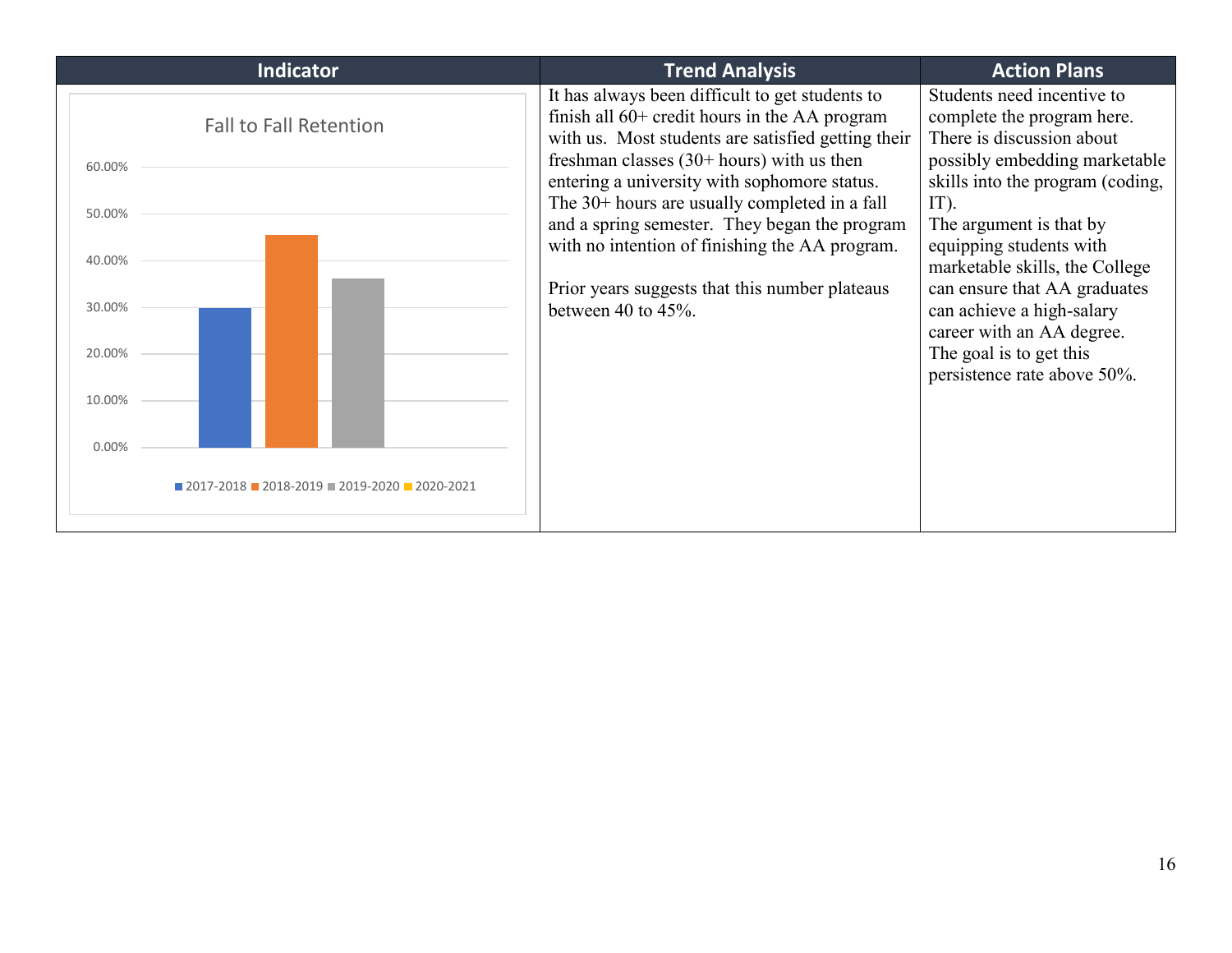| Indicator | Trend Analysis | Action Plans |
| --- | --- | --- |
| Fall to Fall Retention<br>60.00%<br>50.00%<br>40.00%<br>30.00%<br>20.00%<br>10.00%<br>0.00%<br>2017-2018 2018-2019 2019-2020 2020-2021 | It has always been difficult to get students to finish all 60+ credit hours in the AA program with us. Most students are satisfied getting their freshman classes (30+ hours) with us then entering a university with sophomore status. The 30+ hours are usually completed in a fall and a spring semester. They began the program with no intention of finishing the AA program.<br><br>Prior years suggests that this number plateaus between 40 to 45%. | Students need incentive to complete the program here. There is discussion about possibly embedding marketable skills into the program (coding, IT).<br>The argument is that by equipping students with marketable skills, the College can ensure that AA graduates can achieve a high-salary career with an AA degree.<br>The goal is to get this persistence rate above 50%. |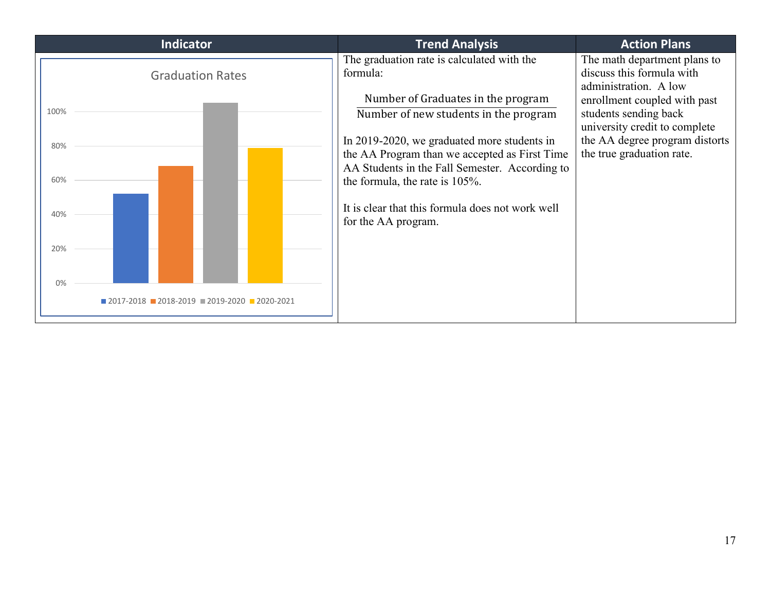| Indicator | Trend Analysis | Action Plans |
| --- | --- | --- |
| Graduation Rates (2017-2018, 2018-2019, 2019-2020, 2020-2021) | The graduation rate is calculated with the formula: $$\frac{\text{Number of Graduates in the program}}{\text{Number of new students in the program}}$$ In 2019-2020, we graduated more students in the AA Program than we accepted as First Time AA Students in the Fall Semester. According to the formula, the rate is 105%. It is clear that this formula does not work well for the AA program. | The math department plans to discuss this formula with administration. A low enrollment coupled with past students sending back university credit to complete the AA degree program distorts the true graduation rate. |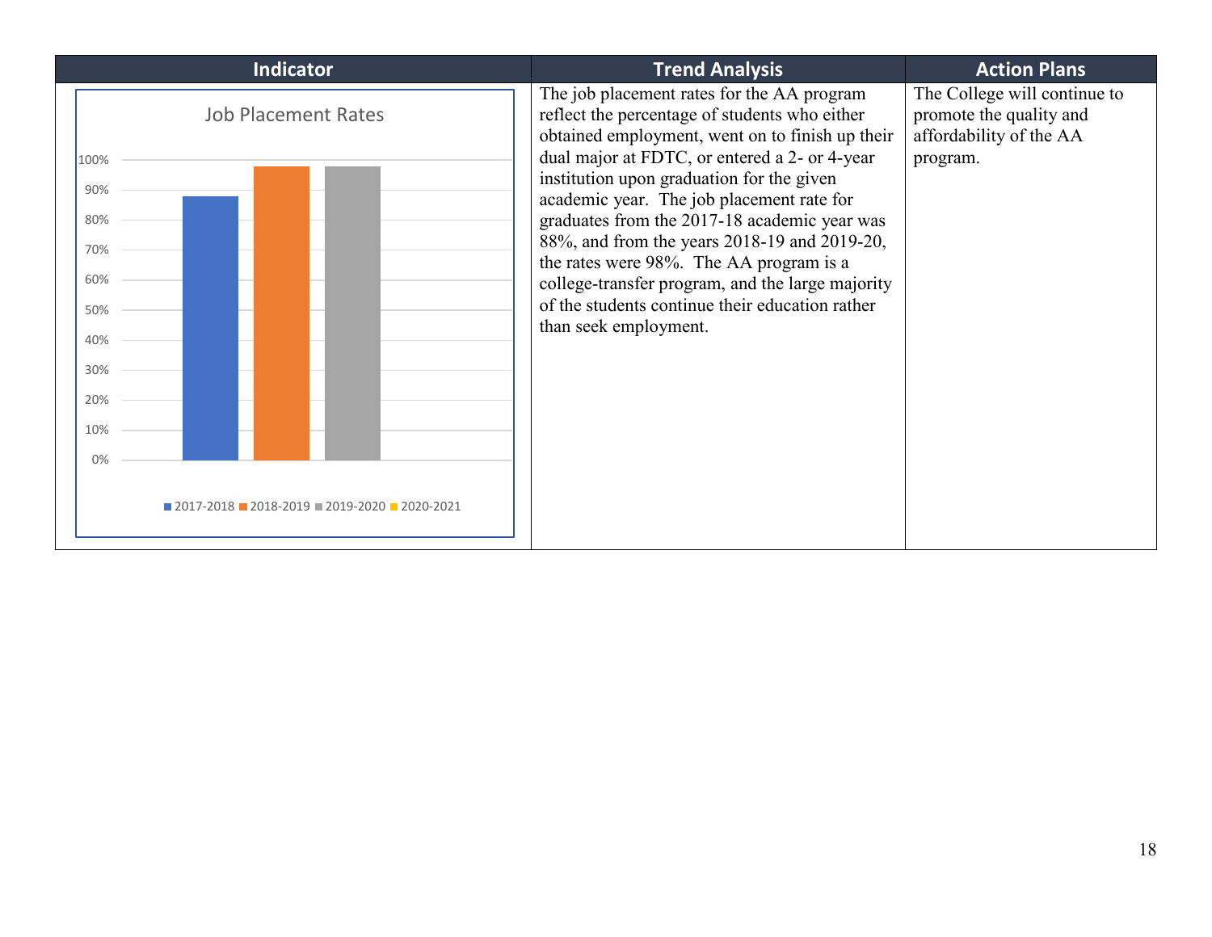| Indicator | Trend Analysis | Action Plans |
|---|---|---|
| Job Placement Rates<br>100%<br>90%<br>80%<br>70%<br>60%<br>50%<br>40%<br>30%<br>20%<br>10%<br>0%<br>2017-2018 2018-2019 2019-2020 2020-2021 | The job placement rates for the AA program reflect the percentage of students who either obtained employment, went on to finish up their dual major at FDTC, or entered a 2- or 4-year institution upon graduation for the given academic year. The job placement rate for graduates from the 2017-18 academic year was 88%, and from the years 2018-19 and 2019-20, the rates were 98%. The AA program is a college-transfer program, and the large majority of the students continue their education rather than seek employment. | The College will continue to promote the quality and affordability of the AA program. |